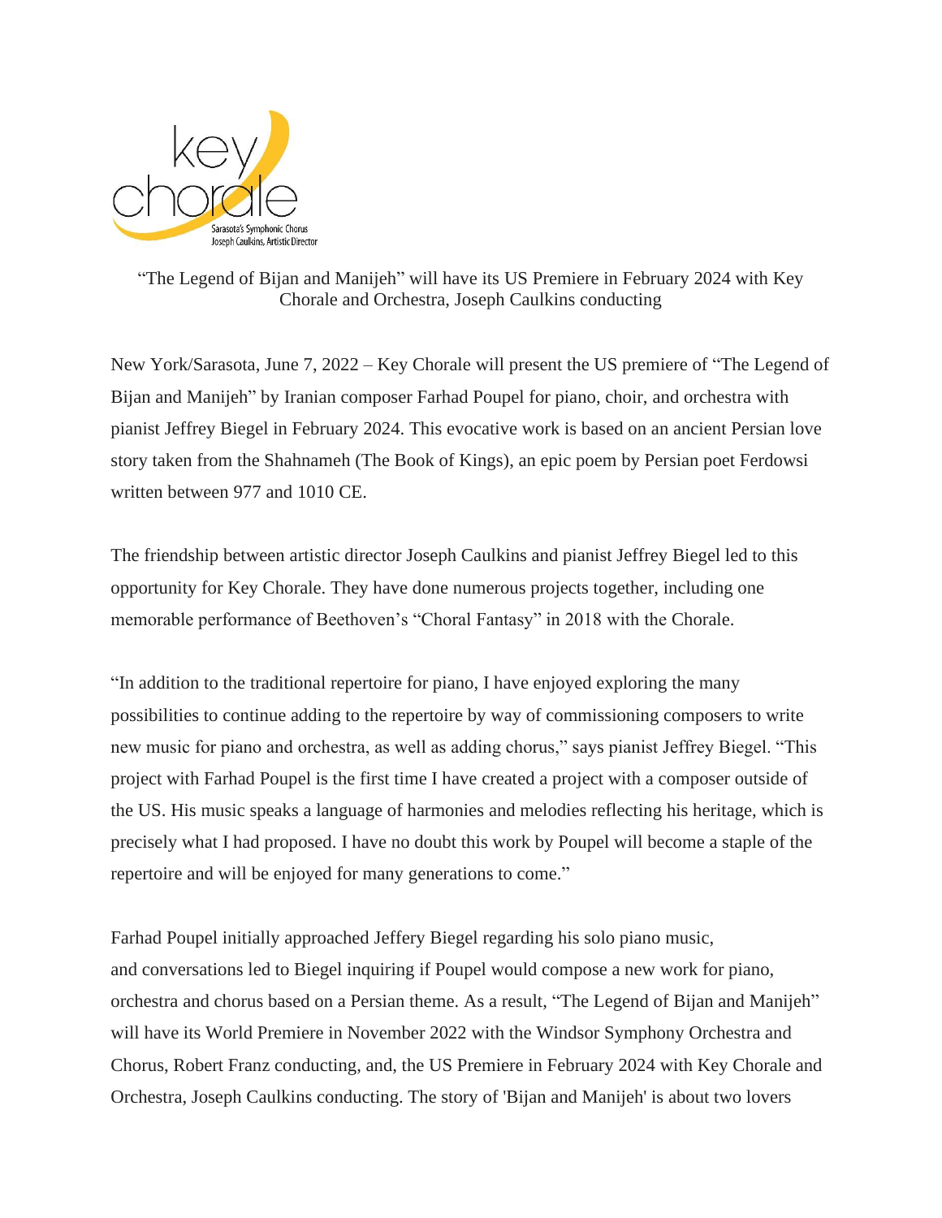key chorale

Sarasota's Symphonic Chorus
Joseph Caulkins, Artistic Director

"The Legend of Bijan and Manijeh" will have its US Premiere in February 2024 with Key Chorale and Orchestra, Joseph Caulkins conducting

New York/Sarasota, June 7, 2022 – Key Chorale will present the US premiere of "The Legend of Bijan and Manijeh" by Iranian composer Farhad Poupel for piano, choir, and orchestra with pianist Jeffrey Biegel in February 2024. This evocative work is based on an ancient Persian love story taken from the Shahnameh (The Book of Kings), an epic poem by Persian poet Ferdowsi written between 977 and 1010 CE.

The friendship between artistic director Joseph Caulkins and pianist Jeffrey Biegel led to this opportunity for Key Chorale. They have done numerous projects together, including one memorable performance of Beethoven's "Choral Fantasy" in 2018 with the Chorale.

"In addition to the traditional repertoire for piano, I have enjoyed exploring the many possibilities to continue adding to the repertoire by way of commissioning composers to write new music for piano and orchestra, as well as adding chorus," says pianist Jeffrey Biegel. "This project with Farhad Poupel is the first time I have created a project with a composer outside of the US. His music speaks a language of harmonies and melodies reflecting his heritage, which is precisely what I had proposed. I have no doubt this work by Poupel will become a staple of the repertoire and will be enjoyed for many generations to come."

Farhad Poupel initially approached Jeffery Biegel regarding his solo piano music, and conversations led to Biegel inquiring if Poupel would compose a new work for piano, orchestra and chorus based on a Persian theme. As a result, "The Legend of Bijan and Manijeh" will have its World Premiere in November 2022 with the Windsor Symphony Orchestra and Chorus, Robert Franz conducting, and, the US Premiere in February 2024 with Key Chorale and Orchestra, Joseph Caulkins conducting. The story of 'Bijan and Manijeh' is about two lovers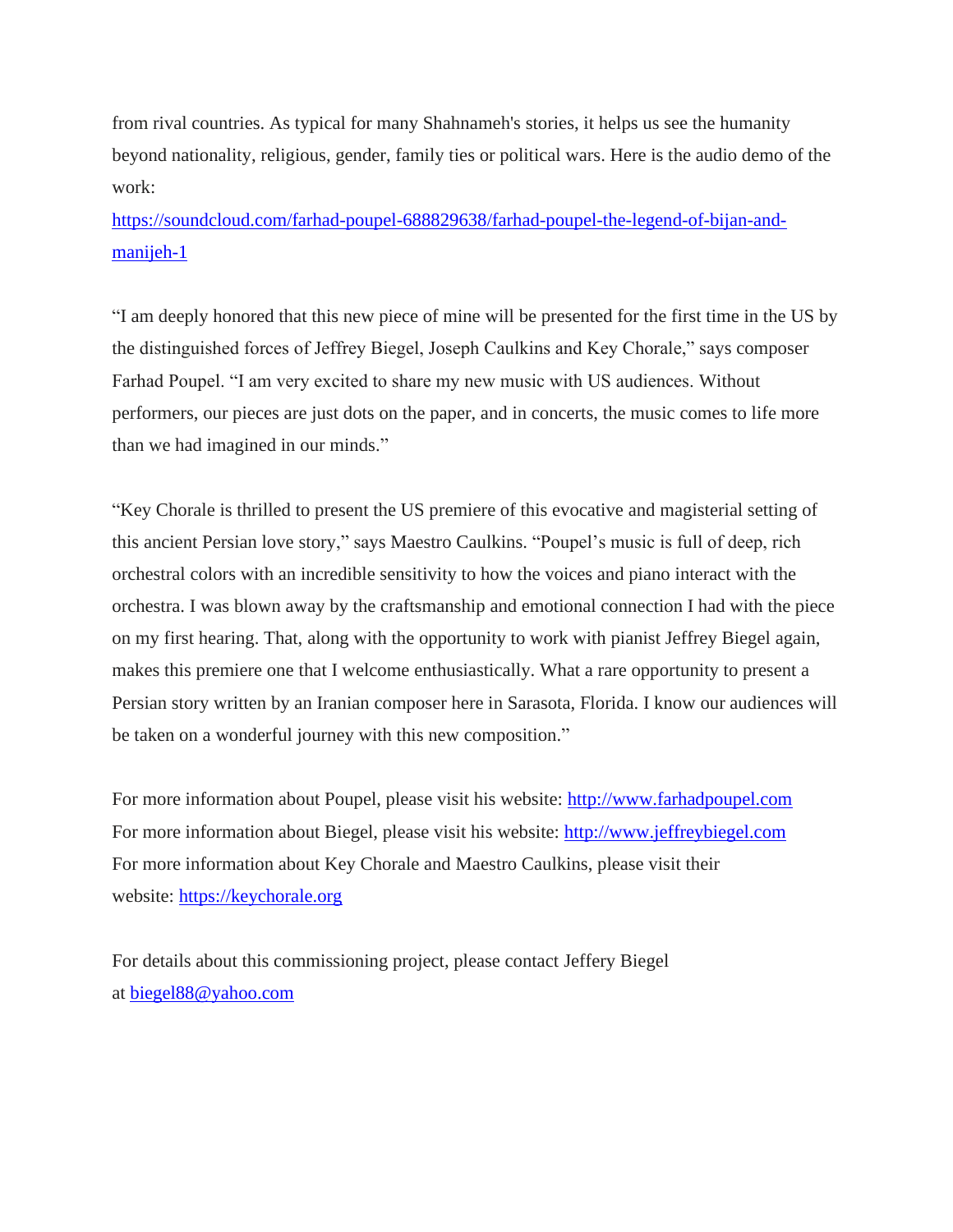from rival countries. As typical for many Shahnameh's stories, it helps us see the humanity beyond nationality, religious, gender, family ties or political wars. Here is the audio demo of the work:
https://soundcloud.com/farhad-poupel-688829638/farhad-poupel-the-legend-of-bijan-and-manijeh-1

“I am deeply honored that this new piece of mine will be presented for the first time in the US by the distinguished forces of Jeffrey Biegel, Joseph Caulkins and Key Chorale,” says composer Farhad Poupel. “I am very excited to share my new music with US audiences. Without performers, our pieces are just dots on the paper, and in concerts, the music comes to life more than we had imagined in our minds.”

“Key Chorale is thrilled to present the US premiere of this evocative and magisterial setting of this ancient Persian love story,” says Maestro Caulkins. “Poupel’s music is full of deep, rich orchestral colors with an incredible sensitivity to how the voices and piano interact with the orchestra. I was blown away by the craftsmanship and emotional connection I had with the piece on my first hearing. That, along with the opportunity to work with pianist Jeffrey Biegel again, makes this premiere one that I welcome enthusiastically. What a rare opportunity to present a Persian story written by an Iranian composer here in Sarasota, Florida. I know our audiences will be taken on a wonderful journey with this new composition.”

For more information about Poupel, please visit his website: http://www.farhadpoupel.com
For more information about Biegel, please visit his website: http://www.jeffreybiegel.com
For more information about Key Chorale and Maestro Caulkins, please visit their website: https://keychorale.org

For details about this commissioning project, please contact Jeffery Biegel at biegel88@yahoo.com